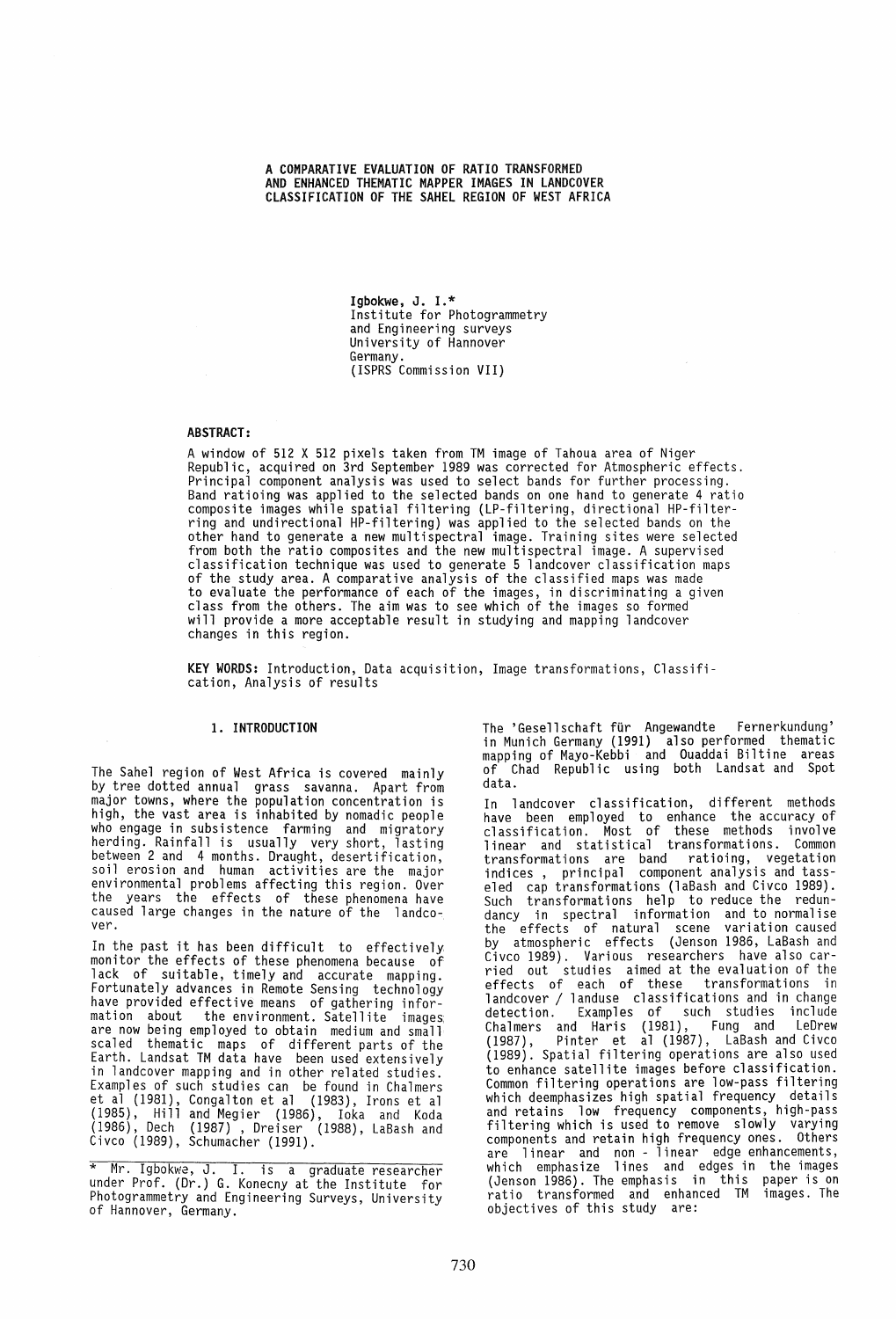# A COMPARATIVE EVALUATION OF RATIO TRANSFORMED AND ENHANCED THEMATIC MAPPER IMAGES IN LANDCOVER CLASSIFICATION OF THE SAHEL REGION OF WEST AFRICA

**Igbokwe, J. I.***
Institute for Photogrammetry and Engineering surveys
University of Hannover
Germany.
(ISPRS Commission VII)

**ABSTRACT:**

A window of 512 X 512 pixels taken from TM image of Tahoua area of Niger Republic, acquired on 3rd September 1989 was corrected for Atmospheric effects. Principal component analysis was used to select bands for further processing. Band ratioing was applied to the selected bands on one hand to generate 4 ratio composite images while spatial filtering (LP-filtering, directional HP-filterring and undirectional HP-filtering) was applied to the selected bands on the other hand to generate a new multispectral image. Training sites were selected from both the ratio composites and the new multispectral image. A supervised classification technique was used to generate 5 landcover classification maps of the study area. A comparative analysis of the classified maps was made to evaluate the performance of each of the images, in discriminating a given class from the others. The aim was to see which of the images so formed will provide a more acceptable result in studying and mapping landcover changes in this region.

**KEY WORDS:** Introduction, Data acquisition, Image transformations, Classification, Analysis of results

## 1. INTRODUCTION

The Sahel region of West Africa is covered mainly by tree dotted annual grass savanna. Apart from major towns, where the population concentration is high, the vast area is inhabited by nomadic people who engage in subsistence farming and migratory herding. Rainfall is usually very short, lasting between 2 and 4 months. Draught, desertification, soil erosion and human activities are the major environmental problems affecting this region. Over the years the effects of these phenomena have caused large changes in the nature of the landcover.

In the past it has been difficult to effectively monitor the effects of these phenomena because of lack of suitable, timely and accurate mapping. Fortunately advances in Remote Sensing technology have provided effective means of gathering information about the environment. Satellite images are now being employed to obtain medium and small scaled thematic maps of different parts of the Earth. Landsat TM data have been used extensively in landcover mapping and in other related studies. Examples of such studies can be found in Chalmers et al (1981), Congalton et al (1983), Irons et al (1985), Hill and Megier (1986), Ioka and Koda (1986), Dech (1987), Dreiser (1988), LaBash and Civco (1989), Schumacher (1991).

* Mr. Igbokwe, J. I. is a graduate researcher under Prof. (Dr.) G. Konecny at the Institute for Photogrammetry and Engineering Surveys, University of Hannover, Germany.

The 'Gesellschaft für Angewandte Fernerkundung' in Munich Germany (1991) also performed thematic mapping of Mayo-Kebbi and Ouaddai Biltine areas of Chad Republic using both Landsat and Spot data.

In landcover classification, different methods have been employed to enhance the accuracy of classification. Most of these methods involve linear and statistical transformations. Common transformations are band ratioing, vegetation indices, principal component analysis and tasseled cap transformations (laBash and Civco 1989). Such transformations help to reduce the redundancy in spectral information and to normalise the effects of natural scene variation caused by atmospheric effects (Jenson 1986, LaBash and Civco 1989). Various researchers have also carried out studies aimed at the evaluation of the effects of each of these transformations in landcover / landuse classifications and in change detection. Examples of such studies include Chalmers and Haris (1981), Fung and LeDrew (1987), Pinter et al (1987), LaBash and Civco (1989). Spatial filtering operations are also used to enhance satellite images before classification. Common filtering operations are low-pass filtering which deemphasizes high spatial frequency details and retains low frequency components, high-pass filtering which is used to remove slowly varying components and retain high frequency ones. Others are linear and non - linear edge enhancements, which emphasize lines and edges in the images (Jenson 1986). The emphasis in this paper is on ratio transformed and enhanced TM images. The objectives of this study are: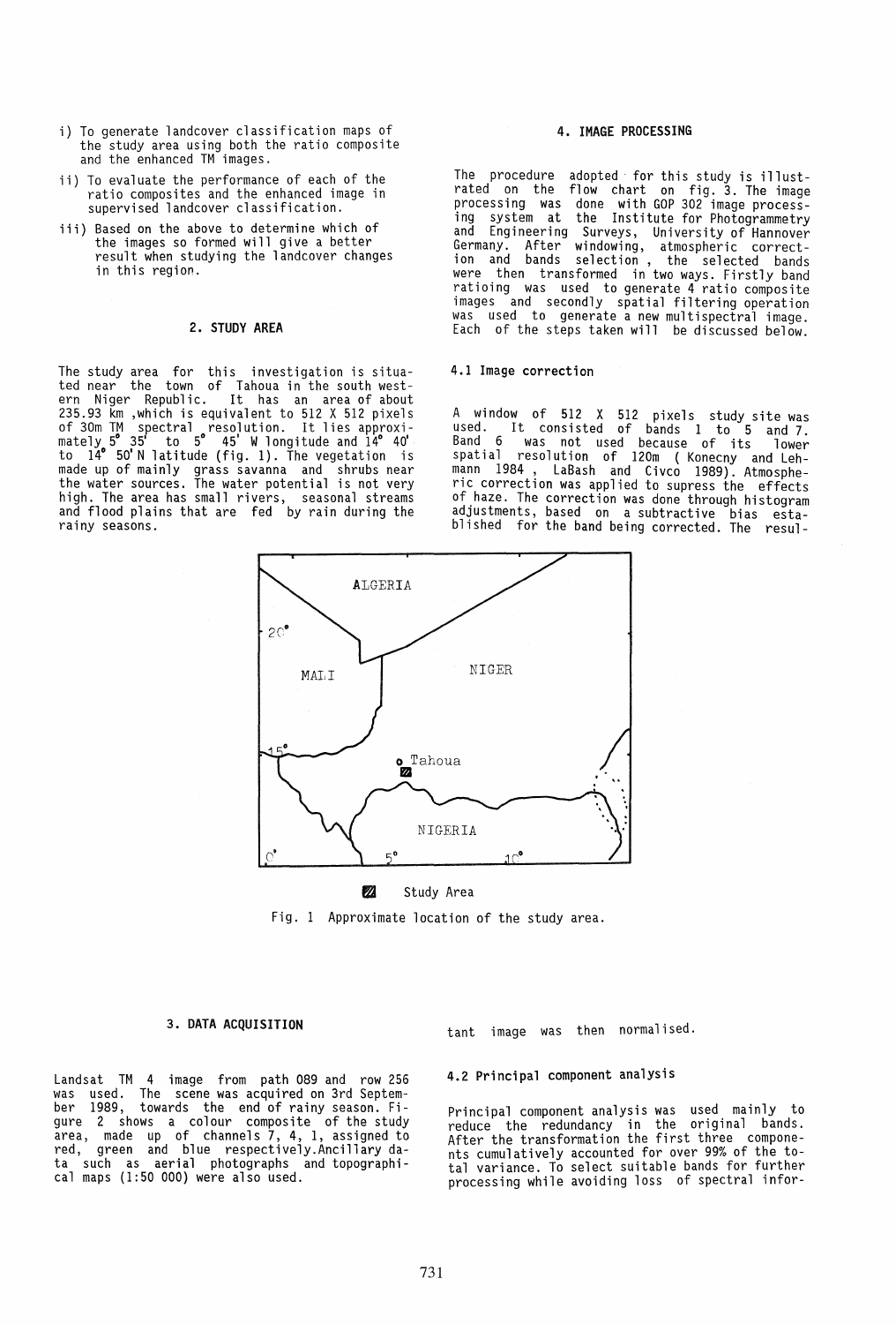i) To generate landcover classification maps of the study area using both the ratio composite and the enhanced TM images.

ii) To evaluate the performance of each of the ratio composites and the enhanced image in supervised landcover classification.

iii) Based on the above to determine which of the images so formed will give a better result when studying the landcover changes in this region.

## 2. STUDY AREA

The study area for this investigation is situated near the town of Tahoua in the south western Niger Republic. It has an area of about 235.93 km ,which is equivalent to 512 X 512 pixels of 30m TM spectral resolution. It lies approximately 5° 35' to 5° 45' W longitude and 14° 40' to 14° 50' N latitude (fig. 1). The vegetation is made up of mainly grass savanna and shrubs near the water sources. The water potential is not very high. The area has small rivers, seasonal streams and flood plains that are fed by rain during the rainy seasons.

ALGERIA

MALI

NIGER

Tahoua

NIGERIA

Study Area

Fig. 1 Approximate location of the study area.

## 3. DATA ACQUISITION

Landsat TM 4 image from path 089 and row 256 was used. The scene was acquired on 3rd September 1989, towards the end of rainy season. Figure 2 shows a colour composite of the study area, made up of channels 7, 4, 1, assigned to red, green and blue respectively.Ancillary data such as aerial photographs and topographical maps (1:50 000) were also used.

## 4. IMAGE PROCESSING

The procedure adopted for this study is illustrated on the flow chart on fig. 3. The image processing was done with GOP 302 image processing system at the Institute for Photogrammetry and Engineering Surveys, University of Hannover Germany. After windowing, atmospheric correction and bands selection , the selected bands were then transformed in two ways. Firstly band ratioing was used to generate 4 ratio composite images and secondly spatial filtering operation was used to generate a new multispectral image. Each of the steps taken will be discussed below.

### 4.1 Image correction

A window of 512 X 512 pixels study site was used. It consisted of bands 1 to 5 and 7. Band 6 was not used because of its lower spatial resolution of 120m ( Konecny and Lehmann 1984 , LaBash and Civco 1989). Atmospheric correction was applied to supress the effects of haze. The correction was done through histogram adjustments, based on a subtractive bias established for the band being corrected. The resultant image was then normalised.

### 4.2 Principal component analysis

Principal component analysis was used mainly to reduce the redundancy in the original bands. After the transformation the first three components cumulatively accounted for over 99% of the total variance. To select suitable bands for further processing while avoiding loss of spectral infor-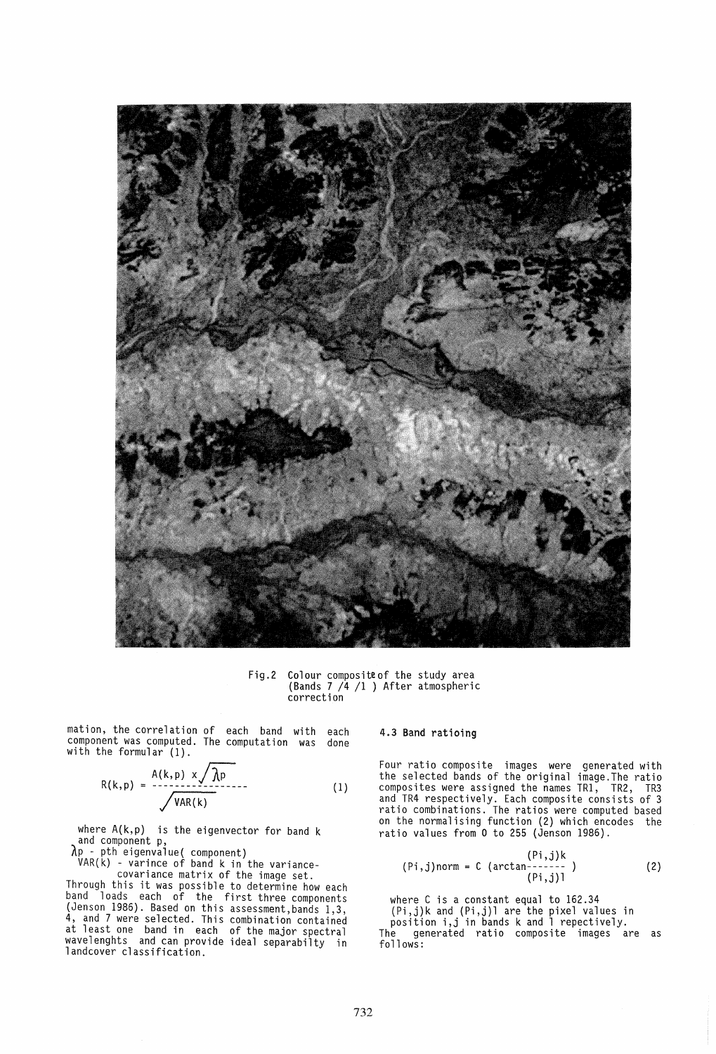Fig.2 Colour composite of the study area (Bands 7 /4 /1 ) After atmospheric correction

mation, the correlation of each band with each component was computed. The computation was done with the formular (1).

$$R(k,p) = \frac{A(k,p) \times \sqrt{\lambda p}}{\sqrt{VAR(k)}} \qquad (1)$$

where $A(k,p)$ is the eigenvector for band k and component p,
$\lambda p$ - pth eigenvalue( component)
$VAR(k)$ - varince of band k in the variance-covariance matrix of the image set.

Through this it was possible to determine how each band loads each of the first three components (Jenson 1986). Based on this assessment, bands 1,3, 4, and 7 were selected. This combination contained at least one band in each of the major spectral wavelenghts and can provide ideal separabilty in landcover classification.

### 4.3 Band ratioing

Four ratio composite images were generated with the selected bands of the original image. The ratio composites were assigned the names TR1, TR2, TR3 and TR4 respectively. Each composite consists of 3 ratio combinations. The ratios were computed based on the normalising function (2) which encodes the ratio values from 0 to 255 (Jenson 1986).

$$(Pi,j)norm = C \left(\arctan \frac{(Pi,j)k}{(Pi,j)l}\right) \qquad (2)$$

where C is a constant equal to 162.34
$(Pi,j)k$ and $(Pi,j)l$ are the pixel values in position i,j in bands k and l repectively.

The generated ratio composite images are as follows: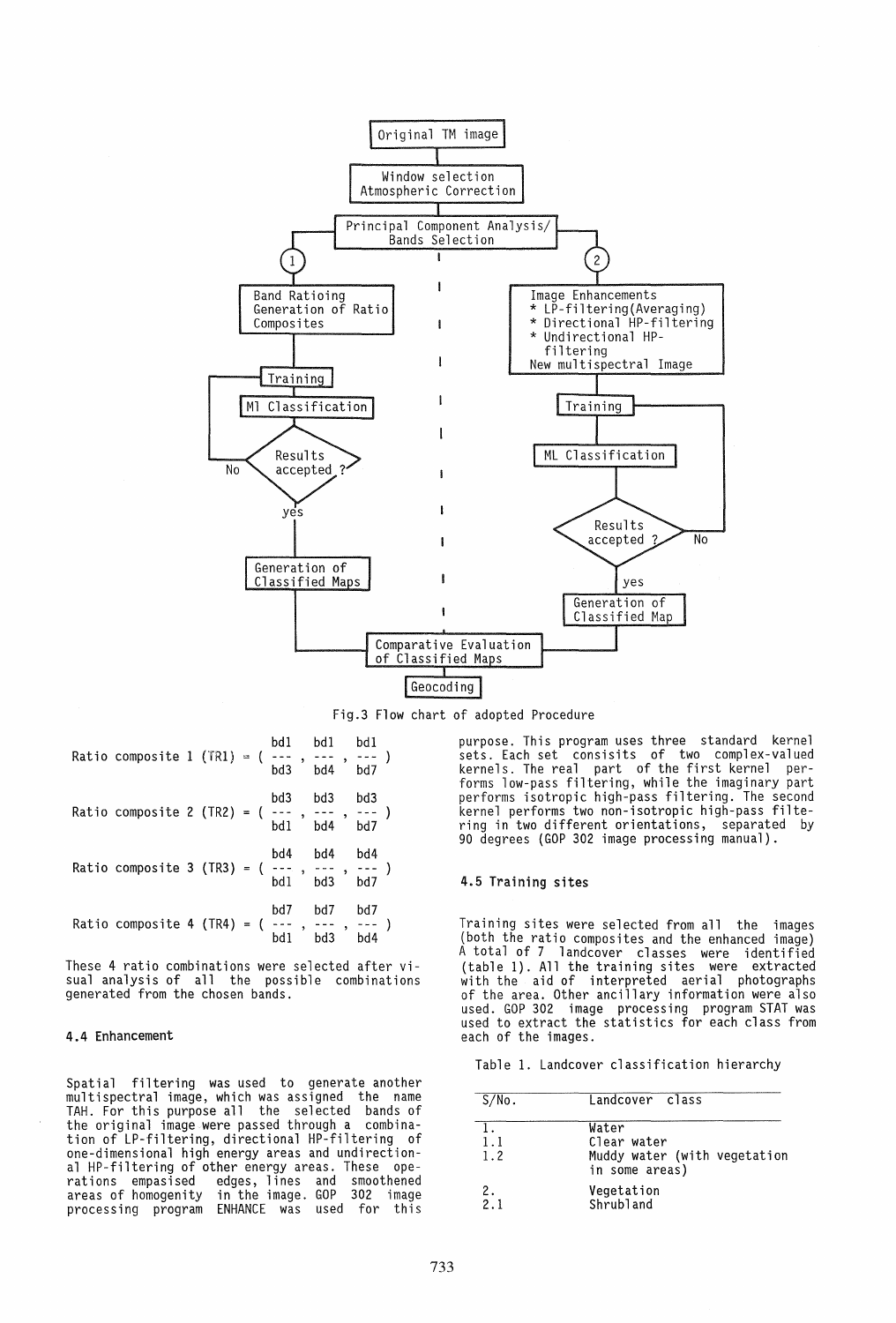Fig.3 Flow chart of adopted Procedure

$$\text{Ratio composite 1 (TR1)} = \left( \frac{bd1}{bd3}, \frac{bd1}{bd4}, \frac{bd1}{bd7} \right)$$

$$\text{Ratio composite 2 (TR2)} = \left( \frac{bd3}{bd1}, \frac{bd3}{bd4}, \frac{bd3}{bd7} \right)$$

$$\text{Ratio composite 3 (TR3)} = \left( \frac{bd4}{bd1}, \frac{bd4}{bd3}, \frac{bd4}{bd7} \right)$$

$$\text{Ratio composite 4 (TR4)} = \left( \frac{bd7}{bd1}, \frac{bd7}{bd3}, \frac{bd7}{bd4} \right)$$

These 4 ratio combinations were selected after visual analysis of all the possible combinations generated from the chosen bands.

### 4.4 Enhancement

Spatial filtering was used to generate another multispectral image, which was assigned the name TAH. For this purpose all the selected bands of the original image were passed through a combination of LP-filtering, directional HP-filtering of one-dimensional high energy areas and undirectional HP-filtering of other energy areas. These operations empasised edges, lines and smoothened areas of homogenity in the image. GOP 302 image processing program ENHANCE was used for this purpose. This program uses three standard kernel sets. Each set consisits of two complex-valued kernels. The real part of the first kernel performs low-pass filtering, while the imaginary part performs isotropic high-pass filtering. The second kernel performs two non-isotropic high-pass filtering in two different orientations, separated by 90 degrees (GOP 302 image processing manual).

### 4.5 Training sites

Training sites were selected from all the images (both the ratio composites and the enhanced image) A total of 7 landcover classes were identified (table 1). All the training sites were extracted with the aid of interpreted aerial photographs of the area. Other ancillary information were also used. GOP 302 image processing program STAT was used to extract the statistics for each class from each of the images.

Table 1. Landcover classification hierarchy

| S/No. | Landcover class |
|---|---|
| 1. | Water |
| 1.1 | Clear water |
| 1.2 | Muddy water (with vegetation in some areas) |
| 2. | Vegetation |
| 2.1 | Shrubland |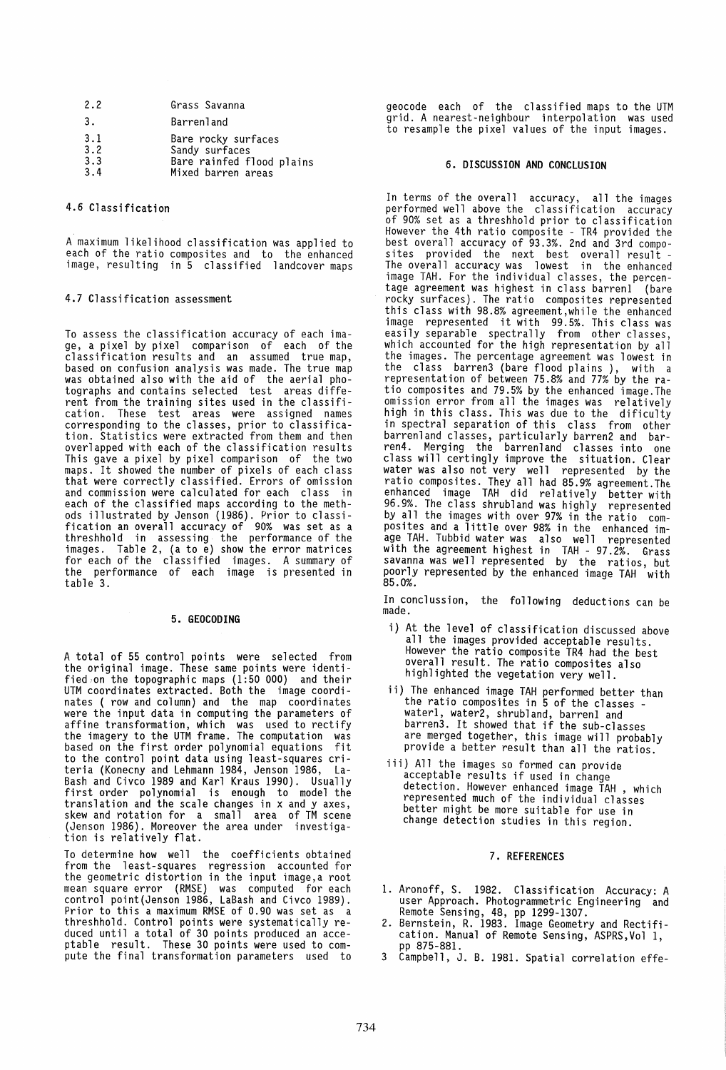| | |
|---|---|
| 2.2 | Grass Savanna |
| 3. | Barrenland |
| 3.1 | Bare rocky surfaces |
| 3.2 | Sandy surfaces |
| 3.3 | Bare rainfed flood plains |
| 3.4 | Mixed barren areas |

### 4.6 Classification

A maximum likelihood classification was applied to each of the ratio composites and to the enhanced image, resulting in 5 classified landcover maps

### 4.7 Classification assessment

To assess the classification accuracy of each image, a pixel by pixel comparison of each of the classification results and an assumed true map, based on confusion analysis was made. The true map was obtained also with the aid of the aerial photographs and contains selected test areas different from the training sites used in the classification. These test areas were assigned names corresponding to the classes, prior to classification. Statistics were extracted from them and then overlapped with each of the classification results This gave a pixel by pixel comparison of the two maps. It showed the number of pixels of each class that were correctly classified. Errors of omission and commission were calculated for each class in each of the classified maps according to the methods illustrated by Jenson (1986). Prior to classification an overall accuracy of 90% was set as a threshhold in assessing the performance of the images. Table 2, (a to e) show the error matrices for each of the classified images. A summary of the performance of each image is presented in table 3.

## 5. GEOCODING

A total of 55 control points were selected from the original image. These same points were identified on the topographic maps (1:50 000) and their UTM coordinates extracted. Both the image coordinates ( row and column) and the map coordinates were the input data in computing the parameters of affine transformation, which was used to rectify the imagery to the UTM frame. The computation was based on the first order polynomial equations fit to the control point data using least-squares criteria (Konecny and Lehmann 1984, Jenson 1986, LaBash and Civco 1989 and Karl Kraus 1990). Usually first order polynomial is enough to model the translation and the scale changes in x and y axes, skew and rotation for a small area of TM scene (Jenson 1986). Moreover the area under investigation is relatively flat.

To determine how well the coefficients obtained from the least-squares regression accounted for the geometric distortion in the input image,a root mean square error (RMSE) was computed for each control point(Jenson 1986, LaBash and Civco 1989). Prior to this a maximum RMSE of 0.90 was set as a threshhold. Control points were systematically reduced until a total of 30 points produced an acceptable result. These 30 points were used to compute the final transformation parameters used to geocode each of the classified maps to the UTM grid. A nearest-neighbour interpolation was used to resample the pixel values of the input images.

## 6. DISCUSSION AND CONCLUSION

In terms of the overall accuracy, all the images performed well above the classification accuracy of 90% set as a threshhold prior to classification However the 4th ratio composite - TR4 provided the best overall accuracy of 93.3%. 2nd and 3rd composites provided the next best overall result - The overall accuracy was lowest in the enhanced image TAH. For the individual classes, the percentage agreement was highest in class barrenl (bare rocky surfaces). The ratio composites represented this class with 98.8% agreement,while the enhanced image represented it with 99.5%. This class was easily separable spectrally from other classes, which accounted for the high representation by all the images. The percentage agreement was lowest in the class barren3 (bare flood plains ), with a representation of between 75.8% and 77% by the ratio composites and 79.5% by the enhanced image.The omission error from all the images was relatively high in this class. This was due to the dificulty in spectral separation of this class from other barrenland classes, particularly barren2 and barren4. Merging the barrenland classes into one class will certingly improve the situation. Clear water was also not very well represented by the ratio composites. They all had 85.9% agreement.The enhanced image TAH did relatively better with 96.9%. The class shrubland was highly represented by all the images with over 97% in the ratio composites and a little over 98% in the enhanced image TAH. Tubbid water was also well represented with the agreement highest in TAH - 97.2%. Grass savanna was well represented by the ratios, but poorly represented by the enhanced image TAH with 85.0%.

In conclussion, the following deductions can be made.

i) At the level of classification discussed above all the images provided acceptable results. However the ratio composite TR4 had the best overall result. The ratio composites also highlighted the vegetation very well.

ii) The enhanced image TAH performed better than the ratio composites in 5 of the classes - water1, water2, shrubland, barren1 and barren3. It showed that if the sub-classes are merged together, this image will probably provide a better result than all the ratios.

iii) All the images so formed can provide acceptable results if used in change detection. However enhanced image TAH , which represented much of the individual classes better might be more suitable for use in change detection studies in this region.

## 7. REFERENCES

1. Aronoff, S. 1982. Classification Accuracy: A user Approach. Photogrammetric Engineering and Remote Sensing, 48, pp 1299-1307.
2. Bernstein, R. 1983. Image Geometry and Rectification. Manual of Remote Sensing, ASPRS,Vol 1, pp 875-881.
3. Campbell, J. B. 1981. Spatial correlation effe-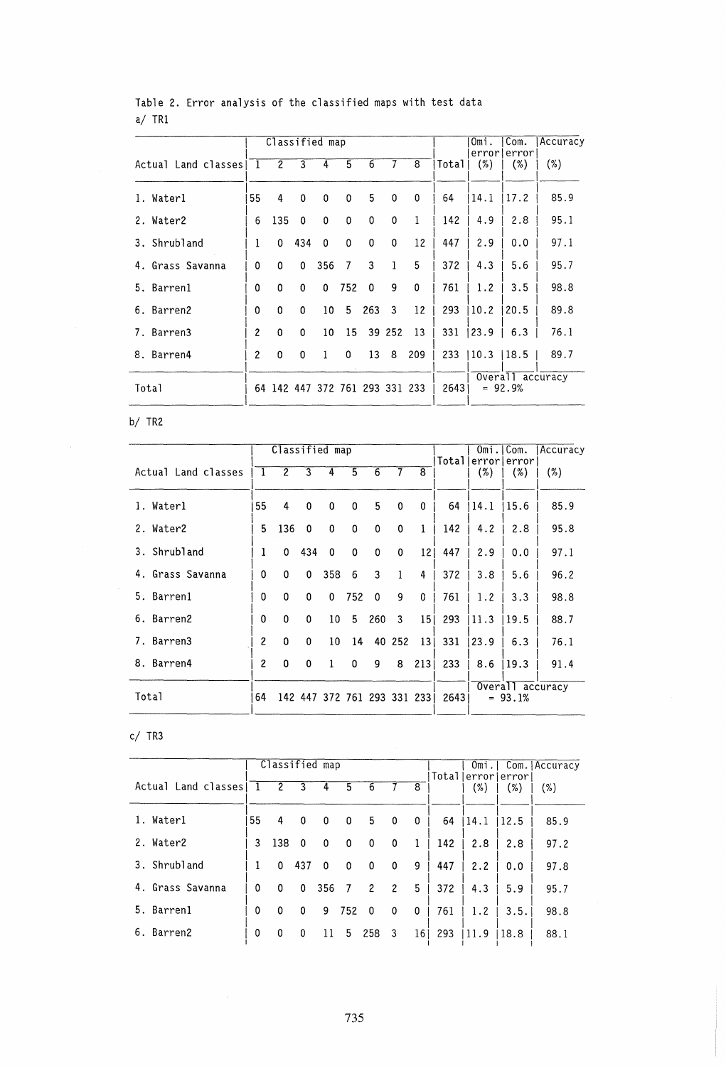Table 2. Error analysis of the classified maps with test data

a/ TR1

| Actual Land classes | Classified map 1 | 2 | 3 | 4 | 5 | 6 | 7 | 8 | Total | Omi. error (%) | Com. error (%) | Accuracy (%) |
|---|---|---|---|---|---|---|---|---|---|---|---|---|
| 1. Water1 | 55 | 4 | 0 | 0 | 0 | 5 | 0 | 0 | 64 | 14.1 | 17.2 | 85.9 |
| 2. Water2 | 6 | 135 | 0 | 0 | 0 | 0 | 0 | 1 | 142 | 4.9 | 2.8 | 95.1 |
| 3. Shrubland | 1 | 0 | 434 | 0 | 0 | 0 | 0 | 12 | 447 | 2.9 | 0.0 | 97.1 |
| 4. Grass Savanna | 0 | 0 | 0 | 356 | 7 | 3 | 1 | 5 | 372 | 4.3 | 5.6 | 95.7 |
| 5. Barren1 | 0 | 0 | 0 | 0 | 752 | 0 | 9 | 0 | 761 | 1.2 | 3.5 | 98.8 |
| 6. Barren2 | 0 | 0 | 0 | 10 | 5 | 263 | 3 | 12 | 293 | 10.2 | 20.5 | 89.8 |
| 7. Barren3 | 2 | 0 | 0 | 10 | 15 | 39 | 252 | 13 | 331 | 23.9 | 6.3 | 76.1 |
| 8. Barren4 | 2 | 0 | 0 | 1 | 0 | 13 | 8 | 209 | 233 | 10.3 | 18.5 | 89.7 |
| Total | 64 | 142 | 447 | 372 | 761 | 293 | 331 | 233 | 2643 | Overall accuracy = 92.9% | | |

b/ TR2

| Actual Land classes | Classified map 1 | 2 | 3 | 4 | 5 | 6 | 7 | 8 | Total | Omi. error (%) | Com. error (%) | Accuracy (%) |
|---|---|---|---|---|---|---|---|---|---|---|---|---|
| 1. Water1 | 55 | 4 | 0 | 0 | 0 | 5 | 0 | 0 | 64 | 14.1 | 15.6 | 85.9 |
| 2. Water2 | 5 | 136 | 0 | 0 | 0 | 0 | 0 | 1 | 142 | 4.2 | 2.8 | 95.8 |
| 3. Shrubland | 1 | 0 | 434 | 0 | 0 | 0 | 0 | 12 | 447 | 2.9 | 0.0 | 97.1 |
| 4. Grass Savanna | 0 | 0 | 0 | 358 | 6 | 3 | 1 | 4 | 372 | 3.8 | 5.6 | 96.2 |
| 5. Barren1 | 0 | 0 | 0 | 0 | 752 | 0 | 9 | 0 | 761 | 1.2 | 3.3 | 98.8 |
| 6. Barren2 | 0 | 0 | 0 | 10 | 5 | 260 | 3 | 15 | 293 | 11.3 | 19.5 | 88.7 |
| 7. Barren3 | 2 | 0 | 0 | 10 | 14 | 40 | 252 | 13 | 331 | 23.9 | 6.3 | 76.1 |
| 8. Barren4 | 2 | 0 | 0 | 1 | 0 | 9 | 8 | 213 | 233 | 8.6 | 19.3 | 91.4 |
| Total | 64 | 142 | 447 | 372 | 761 | 293 | 331 | 233 | 2643 | Overall accuracy = 93.1% | | |

c/ TR3

| Actual Land classes | Classified map 1 | 2 | 3 | 4 | 5 | 6 | 7 | 8 | Total | Omi. error (%) | Com. error (%) | Accuracy (%) |
|---|---|---|---|---|---|---|---|---|---|---|---|---|
| 1. Water1 | 55 | 4 | 0 | 0 | 0 | 5 | 0 | 0 | 64 | 14.1 | 12.5 | 85.9 |
| 2. Water2 | 3 | 138 | 0 | 0 | 0 | 0 | 0 | 1 | 142 | 2.8 | 2.8 | 97.2 |
| 3. Shrubland | 1 | 0 | 437 | 0 | 0 | 0 | 0 | 9 | 447 | 2.2 | 0.0 | 97.8 |
| 4. Grass Savanna | 0 | 0 | 0 | 356 | 7 | 2 | 2 | 5 | 372 | 4.3 | 5.9 | 95.7 |
| 5. Barren1 | 0 | 0 | 0 | 9 | 752 | 0 | 0 | 0 | 761 | 1.2 | 3.5. | 98.8 |
| 6. Barren2 | 0 | 0 | 0 | 11 | 5 | 258 | 3 | 16 | 293 | 11.9 | 18.8 | 88.1 |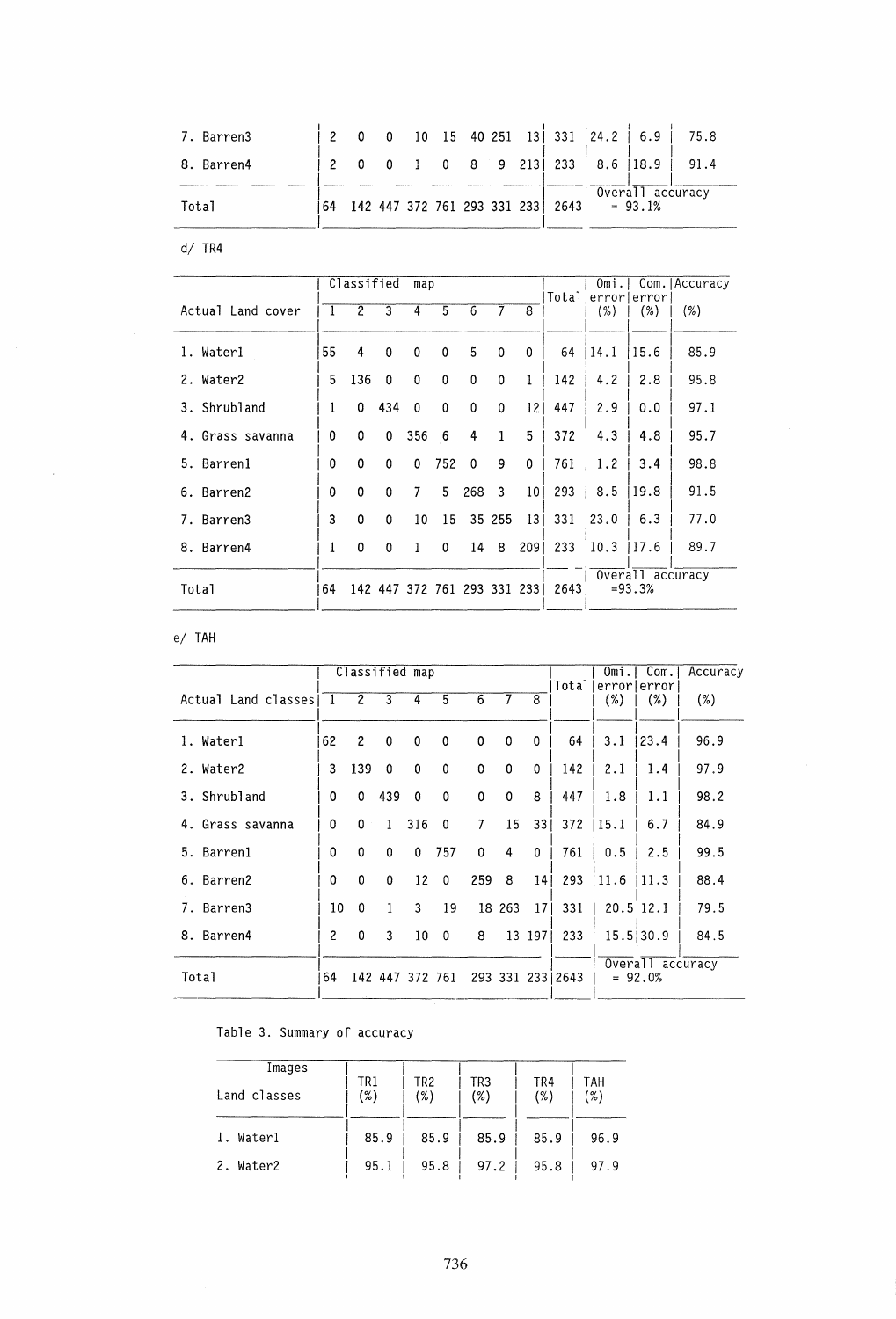| | | | | | | | | | | | | |
|---|---|---|---|---|---|---|---|---|---|---|---|---|
| 7. Barren3 | 2 | 0 | 0 | 10 | 15 | 40 | 251 | 13 | 331 | 24.2 | 6.9 | 75.8 |
| 8. Barren4 | 2 | 0 | 0 | 1 | 0 | 8 | 9 | 213 | 233 | 8.6 | 18.9 | 91.4 |
| Total | 64 | 142 | 447 | 372 | 761 | 293 | 331 | 233 | 2643 | Overall accuracy = 93.1% | | |

d/ TR4

| Actual Land cover | Classified map | | | | | | | | Total | Omi. error (%) | Com. error (%) | Accuracy (%) |
|---|---|---|---|---|---|---|---|---|---|---|---|---|
| | 1 | 2 | 3 | 4 | 5 | 6 | 7 | 8 | | | | |
| 1. Water1 | 55 | 4 | 0 | 0 | 0 | 5 | 0 | 0 | 64 | 14.1 | 15.6 | 85.9 |
| 2. Water2 | 5 | 136 | 0 | 0 | 0 | 0 | 0 | 1 | 142 | 4.2 | 2.8 | 95.8 |
| 3. Shrubland | 1 | 0 | 434 | 0 | 0 | 0 | 0 | 12 | 447 | 2.9 | 0.0 | 97.1 |
| 4. Grass savanna | 0 | 0 | 0 | 356 | 6 | 4 | 1 | 5 | 372 | 4.3 | 4.8 | 95.7 |
| 5. Barren1 | 0 | 0 | 0 | 0 | 752 | 0 | 9 | 0 | 761 | 1.2 | 3.4 | 98.8 |
| 6. Barren2 | 0 | 0 | 0 | 7 | 5 | 268 | 3 | 10 | 293 | 8.5 | 19.8 | 91.5 |
| 7. Barren3 | 3 | 0 | 0 | 10 | 15 | 35 | 255 | 13 | 331 | 23.0 | 6.3 | 77.0 |
| 8. Barren4 | 1 | 0 | 0 | 1 | 0 | 14 | 8 | 209 | 233 | 10.3 | 17.6 | 89.7 |
| Total | 64 | 142 | 447 | 372 | 761 | 293 | 331 | 233 | 2643 | Overall accuracy =93.3% | | |

e/ TAH

| Actual Land classes | Classified map | | | | | | | | Total | Omi. error (%) | Com. error (%) | Accuracy (%) |
|---|---|---|---|---|---|---|---|---|---|---|---|---|
| | 1 | 2 | 3 | 4 | 5 | 6 | 7 | 8 | | | | |
| 1. Water1 | 62 | 2 | 0 | 0 | 0 | 0 | 0 | 0 | 64 | 3.1 | 23.4 | 96.9 |
| 2. Water2 | 3 | 139 | 0 | 0 | 0 | 0 | 0 | 0 | 142 | 2.1 | 1.4 | 97.9 |
| 3. Shrubland | 0 | 0 | 439 | 0 | 0 | 0 | 0 | 8 | 447 | 1.8 | 1.1 | 98.2 |
| 4. Grass savanna | 0 | 0 | 1 | 316 | 0 | 7 | 15 | 33 | 372 | 15.1 | 6.7 | 84.9 |
| 5. Barren1 | 0 | 0 | 0 | 0 | 757 | 0 | 4 | 0 | 761 | 0.5 | 2.5 | 99.5 |
| 6. Barren2 | 0 | 0 | 0 | 12 | 0 | 259 | 8 | 14 | 293 | 11.6 | 11.3 | 88.4 |
| 7. Barren3 | 10 | 0 | 1 | 3 | 19 | 18 | 263 | 17 | 331 | 20.5 | 12.1 | 79.5 |
| 8. Barren4 | 2 | 0 | 3 | 10 | 0 | 8 | 13 | 197 | 233 | 15.5 | 30.9 | 84.5 |
| Total | 64 | 142 | 447 | 372 | 761 | 293 | 331 | 233 | 2643 | Overall accuracy = 92.0% | | |

Table 3. Summary of accuracy

| Images / Land classes | TR1 (%) | TR2 (%) | TR3 (%) | TR4 (%) | TAH (%) |
|---|---|---|---|---|---|
| 1. Water1 | 85.9 | 85.9 | 85.9 | 85.9 | 96.9 |
| 2. Water2 | 95.1 | 95.8 | 97.2 | 95.8 | 97.9 |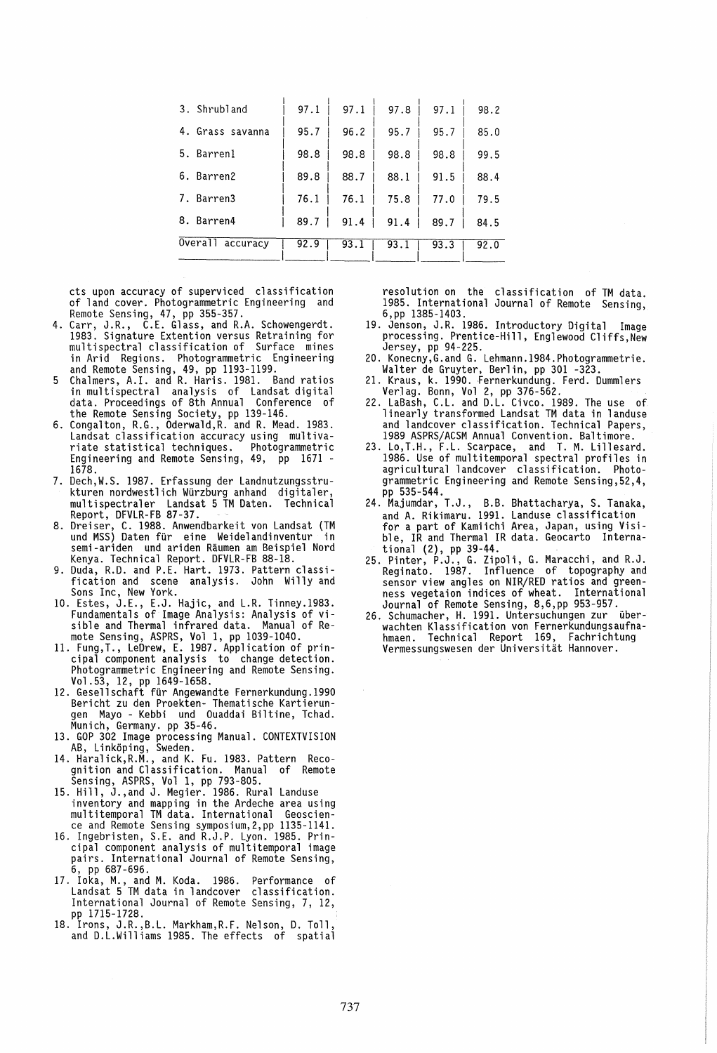| | | | | | |
|---|---|---|---|---|---|
| 3. Shrubland | 97.1 | 97.1 | 97.8 | 97.1 | 98.2 |
| 4. Grass savanna | 95.7 | 96.2 | 95.7 | 95.7 | 85.0 |
| 5. Barren1 | 98.8 | 98.8 | 98.8 | 98.8 | 99.5 |
| 6. Barren2 | 89.8 | 88.7 | 88.1 | 91.5 | 88.4 |
| 7. Barren3 | 76.1 | 76.1 | 75.8 | 77.0 | 79.5 |
| 8. Barren4 | 89.7 | 91.4 | 91.4 | 89.7 | 84.5 |
| Overall accuracy | 92.9 | 93.1 | 93.1 | 93.3 | 92.0 |

cts upon accuracy of superviced classification of land cover. Photogrammetric Engineering and Remote Sensing, 47, pp 355-357.

4. Carr, J.R., C.E. Glass, and R.A. Schowengerdt. 1983. Signature Extention versus Retraining for multispectral classification of Surface mines in Arid Regions. Photogrammetric Engineering and Remote Sensing, 49, pp 1193-1199.
5. Chalmers, A.I. and R. Haris. 1981. Band ratios in multispectral analysis of Landsat digital data. Proceedings of 8th Annual Conference of the Remote Sensing Society, pp 139-146.
6. Congalton, R.G., Oderwald,R. and R. Mead. 1983. Landsat classification accuracy using multivariate statistical techniques. Photogrammetric Engineering and Remote Sensing, 49, pp 1671 - 1678.
7. Dech,W.S. 1987. Erfassung der Landnutzungsstrukturen nordwestlich Würzburg anhand digitaler, multispectraler Landsat 5 TM Daten. Technical Report, DFVLR-FB 87-37.
8. Dreiser, C. 1988. Anwendbarkeit von Landsat (TM und MSS) Daten für eine Weidelandinventur in semi-ariden und ariden Räumen am Beispiel Nord Kenya. Technical Report. DFVLR-FB 88-18.
9. Duda, R.D. and P.E. Hart. 1973. Pattern classification and scene analysis. John Willy and Sons Inc, New York.
10. Estes, J.E., E.J. Hajic, and L.R. Tinney.1983. Fundamentals of Image Analysis: Analysis of visible and Thermal infrared data. Manual of Remote Sensing, ASPRS, Vol 1, pp 1039-1040.
11. Fung,T., LeDrew, E. 1987. Application of principal component analysis to change detection. Photogrammetric Engineering and Remote Sensing. Vol.53, 12, pp 1649-1658.
12. Gesellschaft für Angewandte Fernerkundung.1990 Bericht zu den Proekten- Thematische Kartierungen Mayo - Kebbi und Ouaddai Biltine, Tchad. Munich, Germany. pp 35-46.
13. GOP 302 Image processing Manual. CONTEXTVISION AB, Linköping, Sweden.
14. Haralick,R.M., and K. Fu. 1983. Pattern Recognition and Classification. Manual of Remote Sensing, ASPRS, Vol 1, pp 793-805.
15. Hill, J.,and J. Megier. 1986. Rural Landuse inventory and mapping in the Ardeche area using multitemporal TM data. International Geoscience and Remote Sensing symposium,2,pp 1135-1141.
16. Ingebristen, S.E. and R.J.P. Lyon. 1985. Principal component analysis of multitemporal image pairs. International Journal of Remote Sensing, 6, pp 687-696.
17. Ioka, M., and M. Koda. 1986. Performance of Landsat 5 TM data in landcover classification. International Journal of Remote Sensing, 7, 12, pp 1715-1728.
18. Irons, J.R.,B.L. Markham,R.F. Nelson, D. Toll, and D.L.Williams 1985. The effects of spatial resolution on the classification of TM data. 1985. International Journal of Remote Sensing, 6,pp 1385-1403.
19. Jenson, J.R. 1986. Introductory Digital Image processing. Prentice-Hill, Englewood Cliffs,New Jersey, pp 94-225.
20. Konecny,G.and G. Lehmann.1984.Photogrammetrie. Walter de Gruyter, Berlin, pp 301 -323.
21. Kraus, k. 1990. Fernerkundung. Ferd. Dummlers Verlag. Bonn, Vol 2, pp 376-562.
22. LaBash, C.L. and D.L. Civco. 1989. The use of linearly transformed Landsat TM data in landuse and landcover classification. Technical Papers, 1989 ASPRS/ACSM Annual Convention. Baltimore.
23. Lo,T.H., F.L. Scarpace, and T. M. Lillesard. 1986. Use of multitemporal spectral profiles in agricultural landcover classification. Photogrammetric Engineering and Remote Sensing,52,4, pp 535-544.
24. Majumdar, T.J., B.B. Bhattacharya, S. Tanaka, and A. Rikimaru. 1991. Landuse classification for a part of Kamiichi Area, Japan, using Visible, IR and Thermal IR data. Geocarto International (2), pp 39-44.
25. Pinter, P.J., G. Zipoli, G. Maracchi, and R.J. Reginato. 1987. Influence of topography and sensor view angles on NIR/RED ratios and greenness vegetaion indices of wheat. International Journal of Remote Sensing, 8,6,pp 953-957.
26. Schumacher, H. 1991. Untersuchungen zur überwachten Klassification von Fernerkundungsaufnahmaen. Technical Report 169, Fachrichtung Vermessungswesen der Universität Hannover.